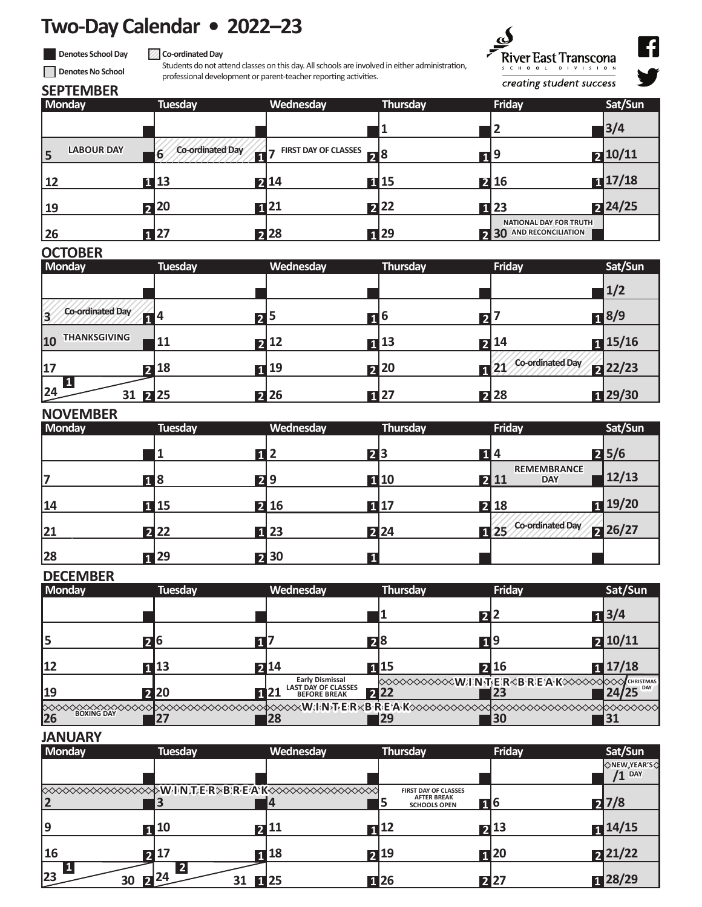# Two-Day Calendar • 2022–23

- ■ Denotes School Day
- □ Denotes No School
- ▨ **Co-ordinated Day** — Students do not attend classes on this day. All schools are involved in either administration, professional development or parent-teacher reporting activities.

River East Transcona School Division — *creating student success*

## SEPTEMBER

| Monday | Tuesday | Wednesday | Thursday | Friday | Sat/Sun |
|---|---|---|---|---|---|
| | | | 1 | 2 | 3/4 |
| 5 LABOUR DAY | 6 Co-ordinated Day | 7 FIRST DAY OF CLASSES (1) | 8 (2) | 9 (1) | 10/11 |
| 12 (1) | 13 (2) | 14 (1) | 15 (2) | 16 (1) | 17/18 |
| 19 (2) | 20 (1) | 21 (2) | 22 (1) | 23 (2) | 24/25 |
| 26 (1) | 27 (2) | 28 (1) | 29 (2) | 30 NATIONAL DAY FOR TRUTH AND RECONCILIATION | |

## OCTOBER

| Monday | Tuesday | Wednesday | Thursday | Friday | Sat/Sun |
|---|---|---|---|---|---|
| | | | | | 1/2 |
| 3 Co-ordinated Day | 4 (1) | 5 (2) | 6 (1) | 7 (2) | 8/9 |
| 10 THANKSGIVING | 11 (2) | 12 (1) | 13 (2) | 14 (1) | 15/16 |
| 17 (2) | 18 (1) | 19 (2) | 20 (1) | 21 Co-ordinated Day | 22/23 |
| 24 (1) / 31 (2) | 25 (2) | 26 (1) | 27 (2) | 28 (1) | 29/30 |

## NOVEMBER

| Monday | Tuesday | Wednesday | Thursday | Friday | Sat/Sun |
|---|---|---|---|---|---|
| | 1 (1) | 2 (2) | 3 (1) | 4 (2) | 5/6 |
| 7 (1) | 8 (2) | 9 (1) | 10 (2) | 11 REMEMBRANCE DAY | 12/13 |
| 14 (1) | 15 (2) | 16 (1) | 17 (2) | 18 (1) | 19/20 |
| 21 (2) | 22 (1) | 23 (2) | 24 (1) | 25 Co-ordinated Day | 26/27 |
| 28 (1) | 29 (2) | 30 (1) | | | |

## DECEMBER

| Monday | Tuesday | Wednesday | Thursday | Friday | Sat/Sun |
|---|---|---|---|---|---|
| | | | 1 (2) | 2 (1) | 3/4 |
| 5 (2) | 6 (1) | 7 (2) | 8 (1) | 9 (2) | 10/11 |
| 12 (1) | 13 (2) | 14 (1) | 15 (2) | 16 (1) | 17/18 |
| 19 (2) | 20 (1) | 21 Early Dismissal LAST DAY OF CLASSES BEFORE BREAK (2) | 22 WINTER BREAK | 23 WINTER BREAK | 24/25 CHRISTMAS DAY |
| 26 BOXING DAY | 27 WINTER BREAK | 28 WINTER BREAK | 29 WINTER BREAK | 30 WINTER BREAK | 31 |

## JANUARY

| Monday | Tuesday | Wednesday | Thursday | Friday | Sat/Sun |
|---|---|---|---|---|---|
| | | | | | /1 NEW YEAR'S DAY |
| 2 WINTER BREAK | 3 WINTER BREAK | 4 WINTER BREAK | 5 FIRST DAY OF CLASSES AFTER BREAK SCHOOLS OPEN (1) | 6 (2) | 7/8 |
| 9 (1) | 10 (2) | 11 (1) | 12 (2) | 13 (1) | 14/15 |
| 16 (2) | 17 (1) | 18 (2) | 19 (1) | 20 (2) | 21/22 |
| 23 (1) / 30 (2) | 24 (2) / 31 (1) | 25 (1) | 26 (2) | 27 (1) | 28/29 |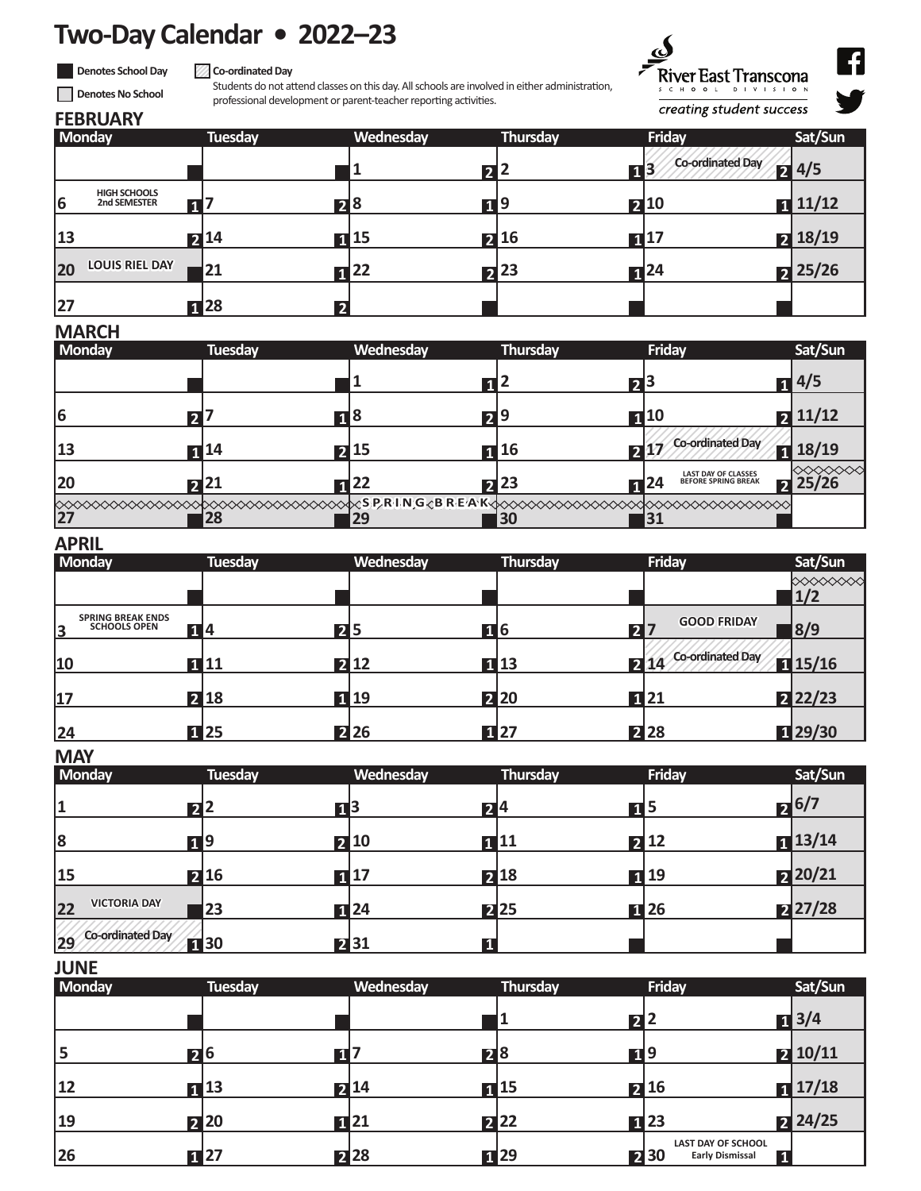# Two-Day Calendar • 2022–23

■ Denotes School Day
□ Denotes No School

Co-ordinated Day
Students do not attend classes on this day. All schools are involved in either administration, professional development or parent-teacher reporting activities.

River East Transcona School Division
*creating student success*

## FEBRUARY

| Monday | Tuesday | Wednesday | Thursday | Friday | Sat/Sun |
|---|---|---|---|---|---|
| | | 1 (2) | 2 (1) | 3 Co-ordinated Day (2) | 4/5 |
| 6 HIGH SCHOOLS 2nd SEMESTER (1) | 7 (2) | 8 (1) | 9 (2) | 10 (1) | 11/12 |
| 13 (2) | 14 (1) | 15 (2) | 16 (1) | 17 (2) | 18/19 |
| 20 LOUIS RIEL DAY | 21 (1) | 22 (2) | 23 (1) | 24 (2) | 25/26 |
| 27 (1) | 28 (2) | | | | |

## MARCH

| Monday | Tuesday | Wednesday | Thursday | Friday | Sat/Sun |
|---|---|---|---|---|---|
| | | 1 (1) | 2 (2) | 3 (1) | 4/5 |
| 6 (2) | 7 (1) | 8 (2) | 9 (1) | 10 (2) | 11/12 |
| 13 (1) | 14 (2) | 15 (1) | 16 (2) | 17 Co-ordinated Day (1) | 18/19 |
| 20 (2) | 21 (1) | 22 (2) | 23 (1) | 24 LAST DAY OF CLASSES BEFORE SPRING BREAK (2) | 25/26 |
| 27 SPRING BREAK | 28 SPRING BREAK | 29 SPRING BREAK | 30 SPRING BREAK | 31 SPRING BREAK | |

## APRIL

| Monday | Tuesday | Wednesday | Thursday | Friday | Sat/Sun |
|---|---|---|---|---|---|
| | | | | | 1/2 |
| 3 SPRING BREAK ENDS SCHOOLS OPEN (1) | 4 (2) | 5 (1) | 6 (2) | 7 GOOD FRIDAY | 8/9 |
| 10 (1) | 11 (2) | 12 (1) | 13 (2) | 14 Co-ordinated Day (1) | 15/16 |
| 17 (2) | 18 (1) | 19 (2) | 20 (1) | 21 (2) | 22/23 |
| 24 (1) | 25 (2) | 26 (1) | 27 (2) | 28 (1) | 29/30 |

## MAY

| Monday | Tuesday | Wednesday | Thursday | Friday | Sat/Sun |
|---|---|---|---|---|---|
| 1 (2) | 2 (1) | 3 (2) | 4 (1) | 5 (2) | 6/7 |
| 8 (1) | 9 (2) | 10 (1) | 11 (2) | 12 (1) | 13/14 |
| 15 (2) | 16 (1) | 17 (2) | 18 (1) | 19 (2) | 20/21 |
| 22 VICTORIA DAY | 23 (1) | 24 (2) | 25 (1) | 26 (2) | 27/28 |
| 29 Co-ordinated Day (1) | 30 (2) | 31 (1) | | | |

## JUNE

| Monday | Tuesday | Wednesday | Thursday | Friday | Sat/Sun |
|---|---|---|---|---|---|
| | | | 1 (2) | 2 (1) | 3/4 |
| 5 (2) | 6 (1) | 7 (2) | 8 (1) | 9 (2) | 10/11 |
| 12 (1) | 13 (2) | 14 (1) | 15 (2) | 16 (1) | 17/18 |
| 19 (2) | 20 (1) | 21 (2) | 22 (1) | 23 (2) | 24/25 |
| 26 (1) | 27 (2) | 28 (1) | 29 (2) | 30 LAST DAY OF SCHOOL Early Dismissal (1) | |